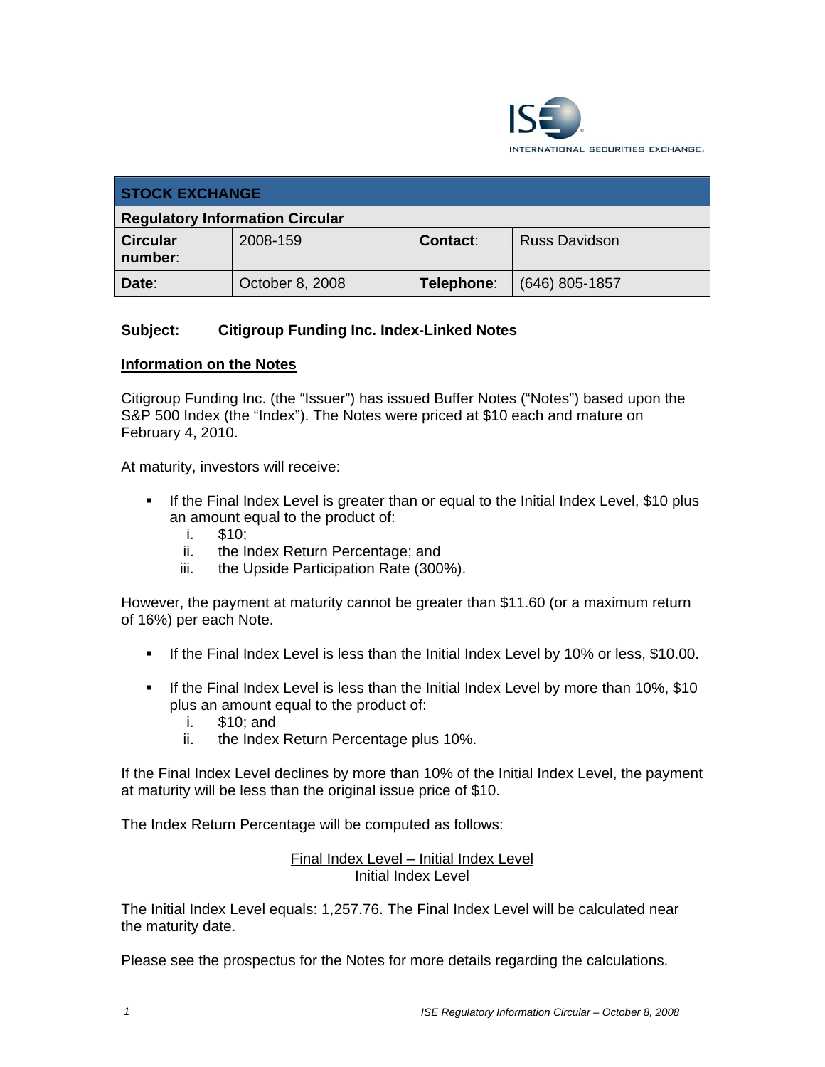| STOCK EXCHANGE | | | |
|---|---|---|---|
| **Regulatory Information Circular** | | | |
| **Circular number**: | 2008-159 | **Contact**: | Russ Davidson |
| **Date**: | October 8, 2008 | **Telephone**: | (646) 805-1857 |

**Subject: Citigroup Funding Inc. Index-Linked Notes**

**Information on the Notes**

Citigroup Funding Inc. (the "Issuer") has issued Buffer Notes ("Notes") based upon the S&P 500 Index (the "Index"). The Notes were priced at $10 each and mature on February 4, 2010.

At maturity, investors will receive:

- If the Final Index Level is greater than or equal to the Initial Index Level, $10 plus an amount equal to the product of:
  1. $10;
  2. the Index Return Percentage; and
  3. the Upside Participation Rate (300%).

However, the payment at maturity cannot be greater than $11.60 (or a maximum return of 16%) per each Note.

- If the Final Index Level is less than the Initial Index Level by 10% or less, $10.00.

- If the Final Index Level is less than the Initial Index Level by more than 10%, $10 plus an amount equal to the product of:
  1. $10; and
  2. the Index Return Percentage plus 10%.

If the Final Index Level declines by more than 10% of the Initial Index Level, the payment at maturity will be less than the original issue price of $10.

The Index Return Percentage will be computed as follows:

$$\frac{\text{Final Index Level} - \text{Initial Index Level}}{\text{Initial Index Level}}$$

The Initial Index Level equals: 1,257.76. The Final Index Level will be calculated near the maturity date.

Please see the prospectus for the Notes for more details regarding the calculations.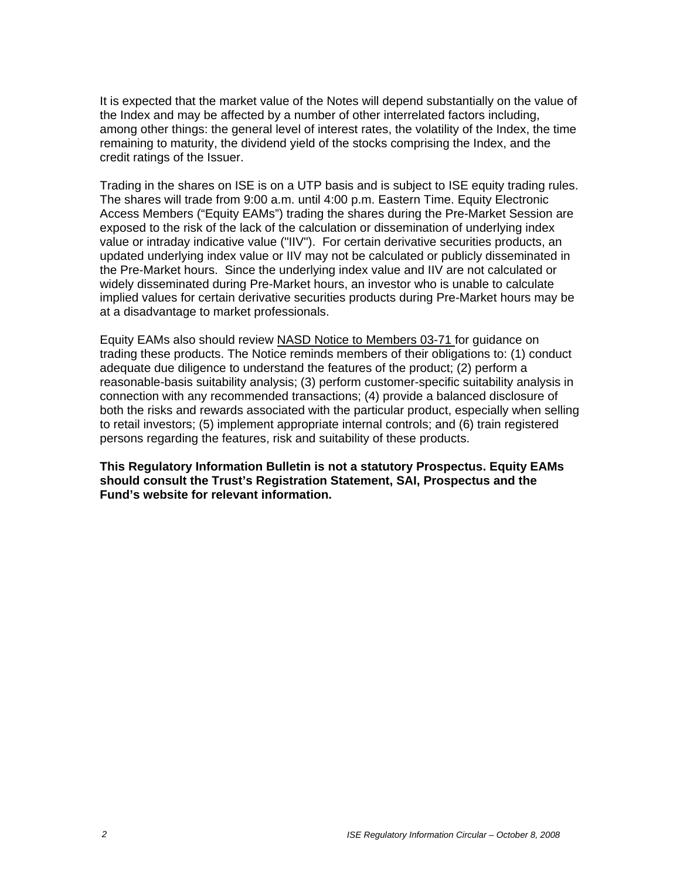It is expected that the market value of the Notes will depend substantially on the value of the Index and may be affected by a number of other interrelated factors including, among other things: the general level of interest rates, the volatility of the Index, the time remaining to maturity, the dividend yield of the stocks comprising the Index, and the credit ratings of the Issuer.

Trading in the shares on ISE is on a UTP basis and is subject to ISE equity trading rules. The shares will trade from 9:00 a.m. until 4:00 p.m. Eastern Time. Equity Electronic Access Members ("Equity EAMs") trading the shares during the Pre-Market Session are exposed to the risk of the lack of the calculation or dissemination of underlying index value or intraday indicative value ("IIV"). For certain derivative securities products, an updated underlying index value or IIV may not be calculated or publicly disseminated in the Pre-Market hours. Since the underlying index value and IIV are not calculated or widely disseminated during Pre-Market hours, an investor who is unable to calculate implied values for certain derivative securities products during Pre-Market hours may be at a disadvantage to market professionals.

Equity EAMs also should review NASD Notice to Members 03-71 for guidance on trading these products. The Notice reminds members of their obligations to: (1) conduct adequate due diligence to understand the features of the product; (2) perform a reasonable-basis suitability analysis; (3) perform customer-specific suitability analysis in connection with any recommended transactions; (4) provide a balanced disclosure of both the risks and rewards associated with the particular product, especially when selling to retail investors; (5) implement appropriate internal controls; and (6) train registered persons regarding the features, risk and suitability of these products.

**This Regulatory Information Bulletin is not a statutory Prospectus. Equity EAMs should consult the Trust's Registration Statement, SAI, Prospectus and the Fund's website for relevant information.**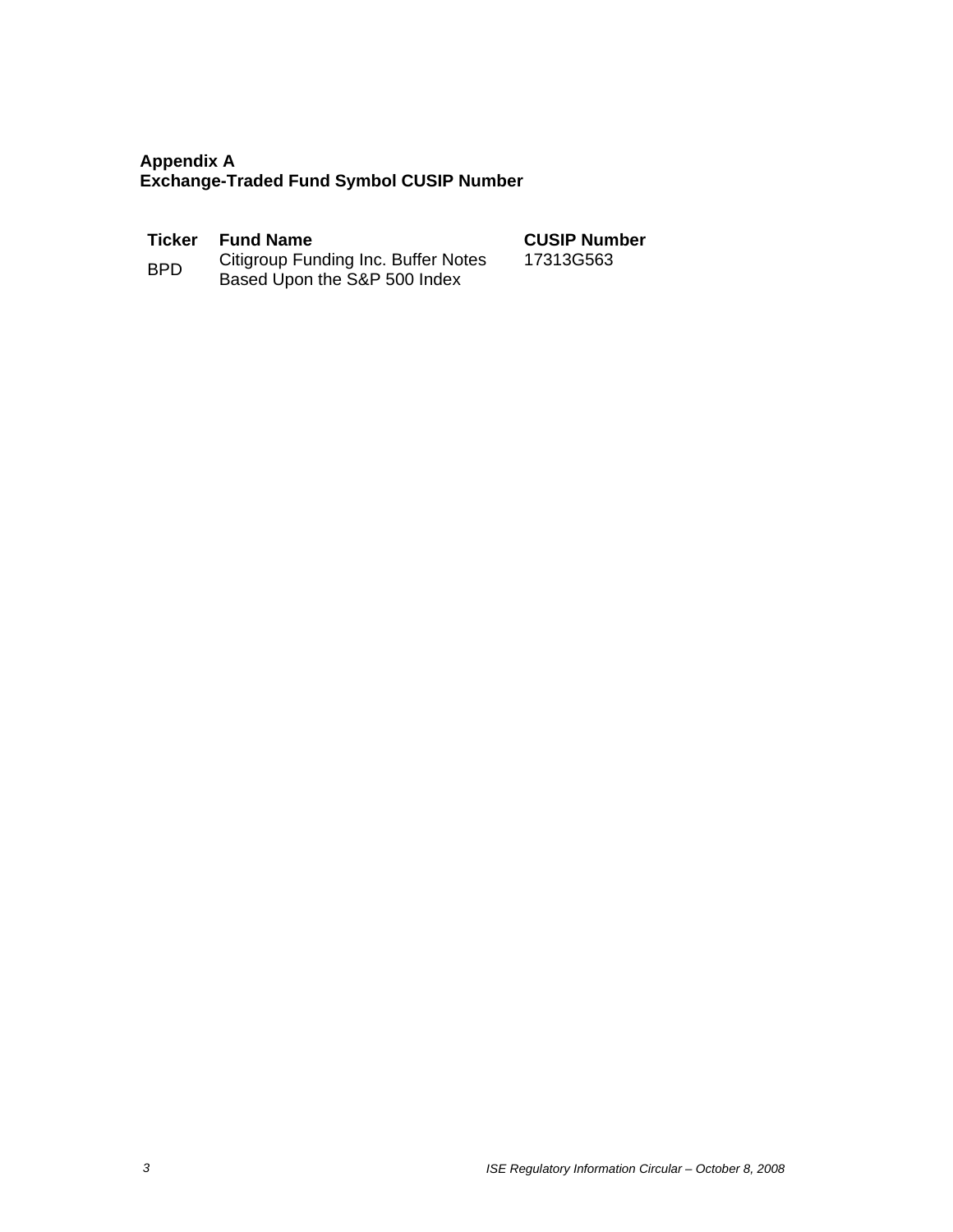**Appendix A**
**Exchange-Traded Fund Symbol CUSIP Number**

| Ticker | Fund Name | CUSIP Number |
|---|---|---|
| BPD | Citigroup Funding Inc. Buffer Notes Based Upon the S&P 500 Index | 17313G563 |